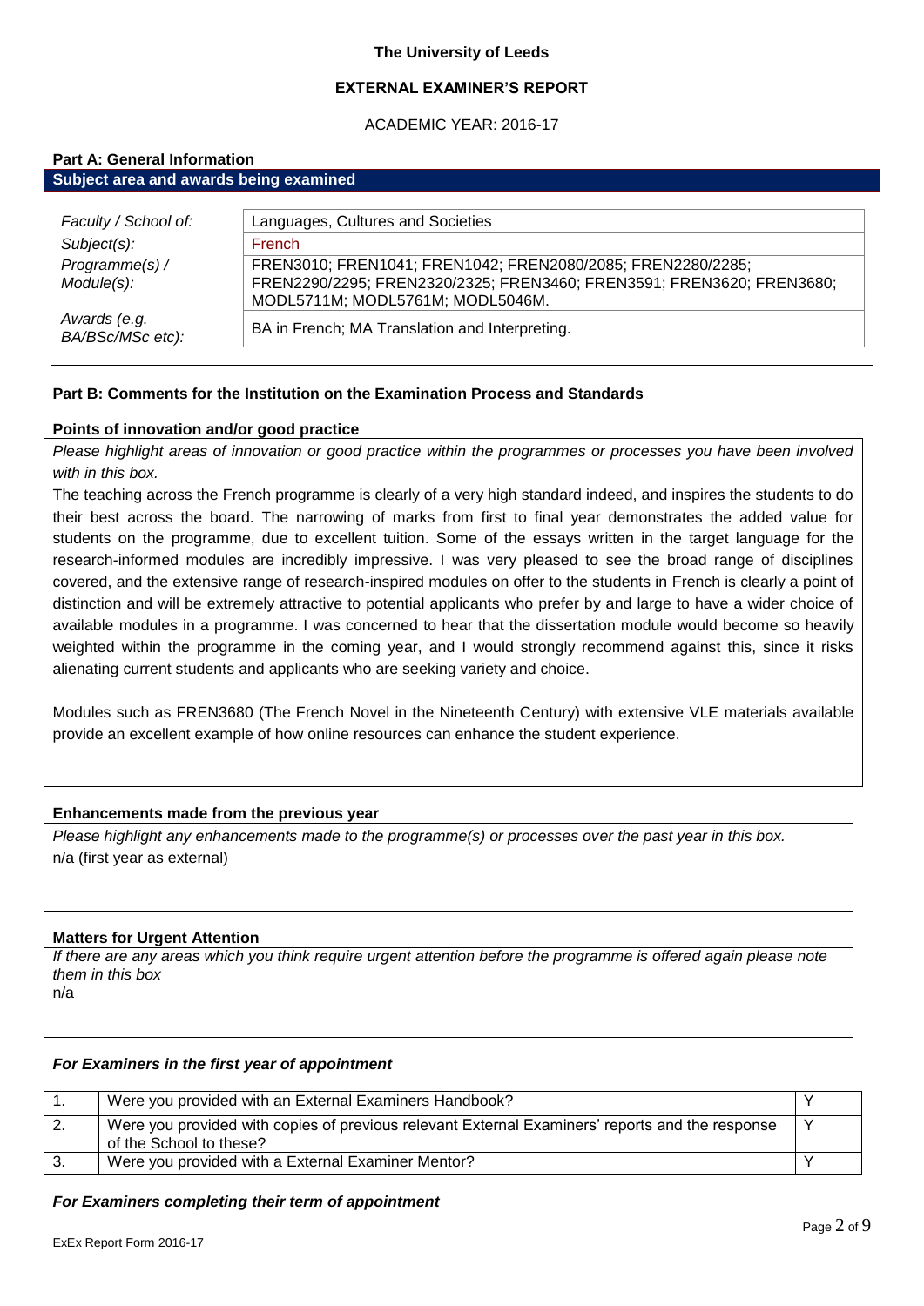**The University of Leeds**

**EXTERNAL EXAMINER'S REPORT**

ACADEMIC YEAR: 2016-17

## Part A: General Information

### Subject area and awards being examined

| | |
|---|---|
| *Faculty / School of:* | Languages, Cultures and Societies |
| *Subject(s):* | French |
| *Programme(s) / Module(s):* | FREN3010; FREN1041; FREN1042; FREN2080/2085; FREN2280/2285; FREN2290/2295; FREN2320/2325; FREN3460; FREN3591; FREN3620; FREN3680; MODL5711M; MODL5761M; MODL5046M. |
| *Awards (e.g. BA/BSc/MSc etc):* | BA in French; MA Translation and Interpreting. |

## Part B: Comments for the Institution on the Examination Process and Standards

### Points of innovation and/or good practice

*Please highlight areas of innovation or good practice within the programmes or processes you have been involved with in this box.*

The teaching across the French programme is clearly of a very high standard indeed, and inspires the students to do their best across the board. The narrowing of marks from first to final year demonstrates the added value for students on the programme, due to excellent tuition. Some of the essays written in the target language for the research-informed modules are incredibly impressive. I was very pleased to see the broad range of disciplines covered, and the extensive range of research-inspired modules on offer to the students in French is clearly a point of distinction and will be extremely attractive to potential applicants who prefer by and large to have a wider choice of available modules in a programme. I was concerned to hear that the dissertation module would become so heavily weighted within the programme in the coming year, and I would strongly recommend against this, since it risks alienating current students and applicants who are seeking variety and choice.

Modules such as FREN3680 (The French Novel in the Nineteenth Century) with extensive VLE materials available provide an excellent example of how online resources can enhance the student experience.

### Enhancements made from the previous year

*Please highlight any enhancements made to the programme(s) or processes over the past year in this box.*

n/a (first year as external)

### Matters for Urgent Attention

*If there are any areas which you think require urgent attention before the programme is offered again please note them in this box*

n/a

### *For Examiners in the first year of appointment*

| | | |
|---|---|---|
| 1. | Were you provided with an External Examiners Handbook? | Y |
| 2. | Were you provided with copies of previous relevant External Examiners' reports and the response of the School to these? | Y |
| 3. | Were you provided with a External Examiner Mentor? | Y |

### *For Examiners completing their term of appointment*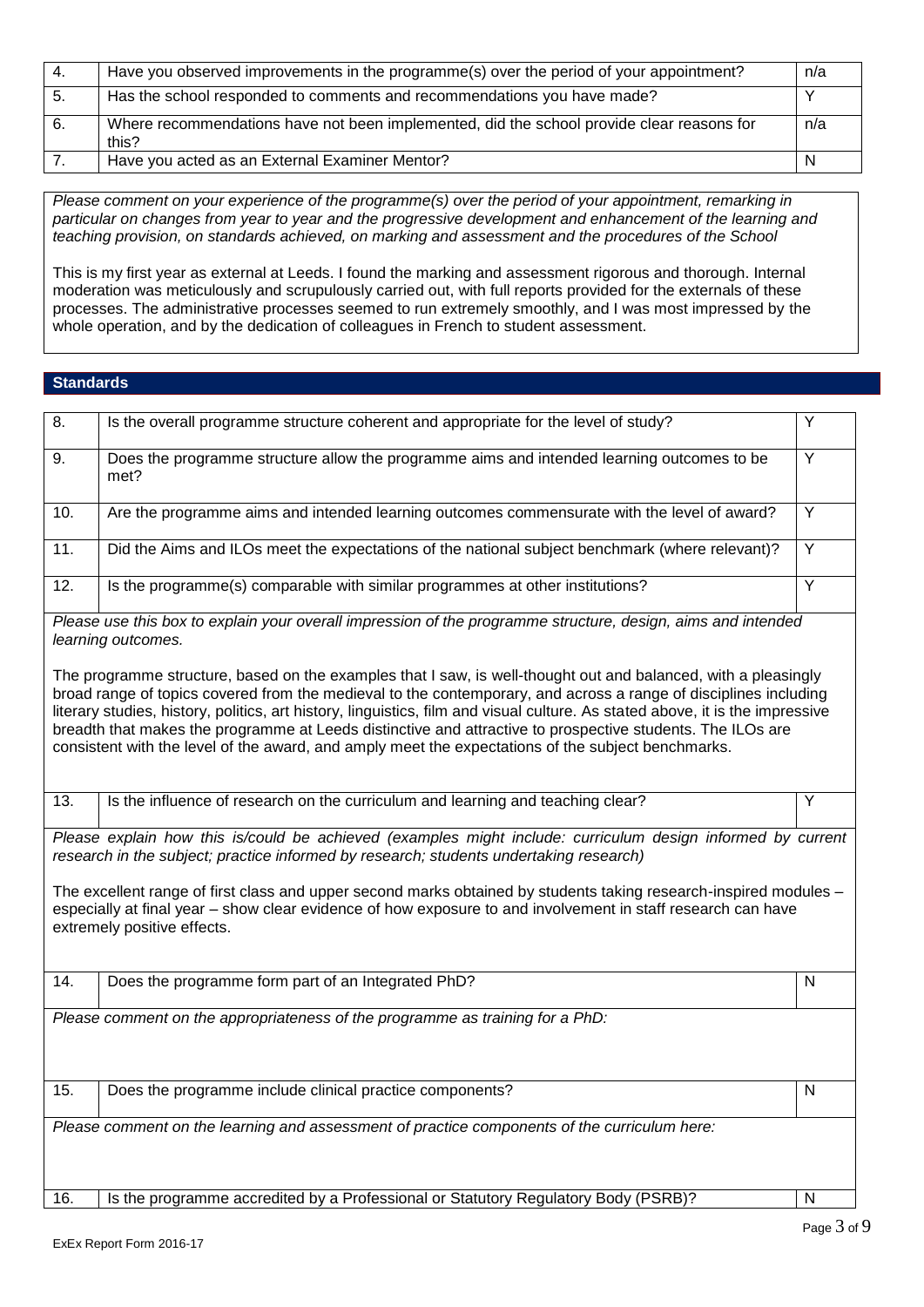| | | |
|---|---|---|
| 4. | Have you observed improvements in the programme(s) over the period of your appointment? | n/a |
| 5. | Has the school responded to comments and recommendations you have made? | Y |
| 6. | Where recommendations have not been implemented, did the school provide clear reasons for this? | n/a |
| 7. | Have you acted as an External Examiner Mentor? | N |

*Please comment on your experience of the programme(s) over the period of your appointment, remarking in particular on changes from year to year and the progressive development and enhancement of the learning and teaching provision, on standards achieved, on marking and assessment and the procedures of the School*

This is my first year as external at Leeds. I found the marking and assessment rigorous and thorough. Internal moderation was meticulously and scrupulously carried out, with full reports provided for the externals of these processes. The administrative processes seemed to run extremely smoothly, and I was most impressed by the whole operation, and by the dedication of colleagues in French to student assessment.

## Standards

| | | |
|---|---|---|
| 8. | Is the overall programme structure coherent and appropriate for the level of study? | Y |
| 9. | Does the programme structure allow the programme aims and intended learning outcomes to be met? | Y |
| 10. | Are the programme aims and intended learning outcomes commensurate with the level of award? | Y |
| 11. | Did the Aims and ILOs meet the expectations of the national subject benchmark (where relevant)? | Y |
| 12. | Is the programme(s) comparable with similar programmes at other institutions? | Y |

*Please use this box to explain your overall impression of the programme structure, design, aims and intended learning outcomes.*

The programme structure, based on the examples that I saw, is well-thought out and balanced, with a pleasingly broad range of topics covered from the medieval to the contemporary, and across a range of disciplines including literary studies, history, politics, art history, linguistics, film and visual culture. As stated above, it is the impressive breadth that makes the programme at Leeds distinctive and attractive to prospective students. The ILOs are consistent with the level of the award, and amply meet the expectations of the subject benchmarks.

| | | |
|---|---|---|
| 13. | Is the influence of research on the curriculum and learning and teaching clear? | Y |

*Please explain how this is/could be achieved (examples might include: curriculum design informed by current research in the subject; practice informed by research; students undertaking research)*

The excellent range of first class and upper second marks obtained by students taking research-inspired modules – especially at final year – show clear evidence of how exposure to and involvement in staff research can have extremely positive effects.

| | | |
|---|---|---|
| 14. | Does the programme form part of an Integrated PhD? | N |

*Please comment on the appropriateness of the programme as training for a PhD:*

| | | |
|---|---|---|
| 15. | Does the programme include clinical practice components? | N |

*Please comment on the learning and assessment of practice components of the curriculum here:*

| | | |
|---|---|---|
| 16. | Is the programme accredited by a Professional or Statutory Regulatory Body (PSRB)? | N |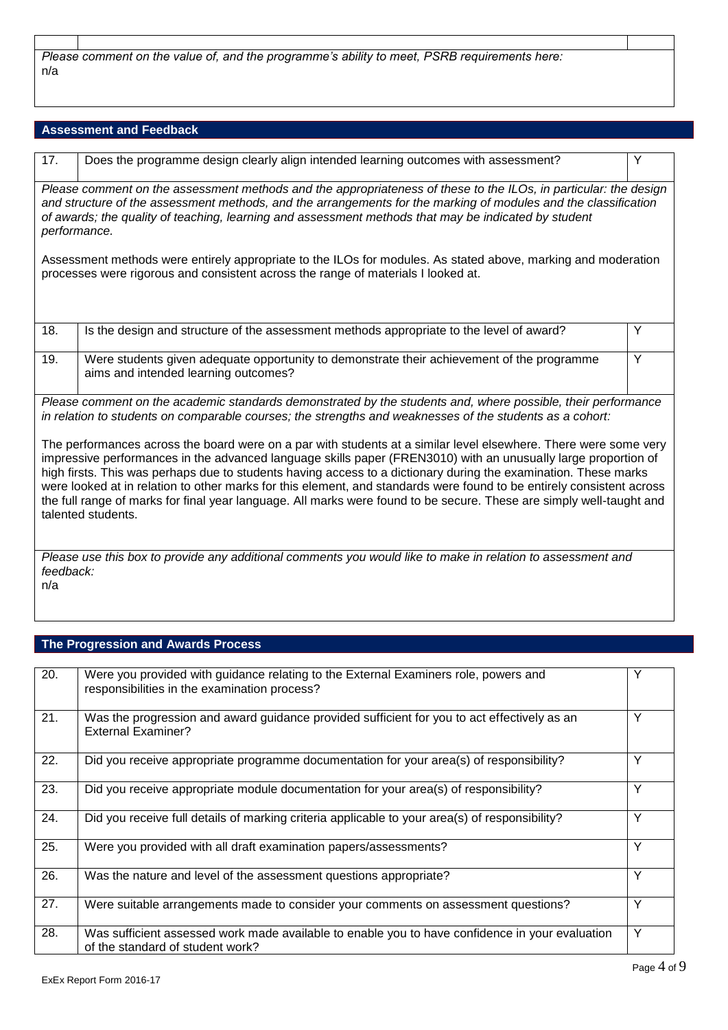*Please comment on the value of, and the programme's ability to meet, PSRB requirements here:*
n/a

## Assessment and Feedback

| 17. | Does the programme design clearly align intended learning outcomes with assessment? | Y |
|---|---|---|

*Please comment on the assessment methods and the appropriateness of these to the ILOs, in particular: the design and structure of the assessment methods, and the arrangements for the marking of modules and the classification of awards; the quality of teaching, learning and assessment methods that may be indicated by student performance.*

Assessment methods were entirely appropriate to the ILOs for modules. As stated above, marking and moderation processes were rigorous and consistent across the range of materials I looked at.

| 18. | Is the design and structure of the assessment methods appropriate to the level of award? | Y |
|---|---|---|
| 19. | Were students given adequate opportunity to demonstrate their achievement of the programme aims and intended learning outcomes? | Y |

*Please comment on the academic standards demonstrated by the students and, where possible, their performance in relation to students on comparable courses; the strengths and weaknesses of the students as a cohort:*

The performances across the board were on a par with students at a similar level elsewhere. There were some very impressive performances in the advanced language skills paper (FREN3010) with an unusually large proportion of high firsts. This was perhaps due to students having access to a dictionary during the examination. These marks were looked at in relation to other marks for this element, and standards were found to be entirely consistent across the full range of marks for final year language. All marks were found to be secure. These are simply well-taught and talented students.

*Please use this box to provide any additional comments you would like to make in relation to assessment and feedback:*
n/a

## The Progression and Awards Process

| 20. | Were you provided with guidance relating to the External Examiners role, powers and responsibilities in the examination process? | Y |
|---|---|---|
| 21. | Was the progression and award guidance provided sufficient for you to act effectively as an External Examiner? | Y |
| 22. | Did you receive appropriate programme documentation for your area(s) of responsibility? | Y |
| 23. | Did you receive appropriate module documentation for your area(s) of responsibility? | Y |
| 24. | Did you receive full details of marking criteria applicable to your area(s) of responsibility? | Y |
| 25. | Were you provided with all draft examination papers/assessments? | Y |
| 26. | Was the nature and level of the assessment questions appropriate? | Y |
| 27. | Were suitable arrangements made to consider your comments on assessment questions? | Y |
| 28. | Was sufficient assessed work made available to enable you to have confidence in your evaluation of the standard of student work? | Y |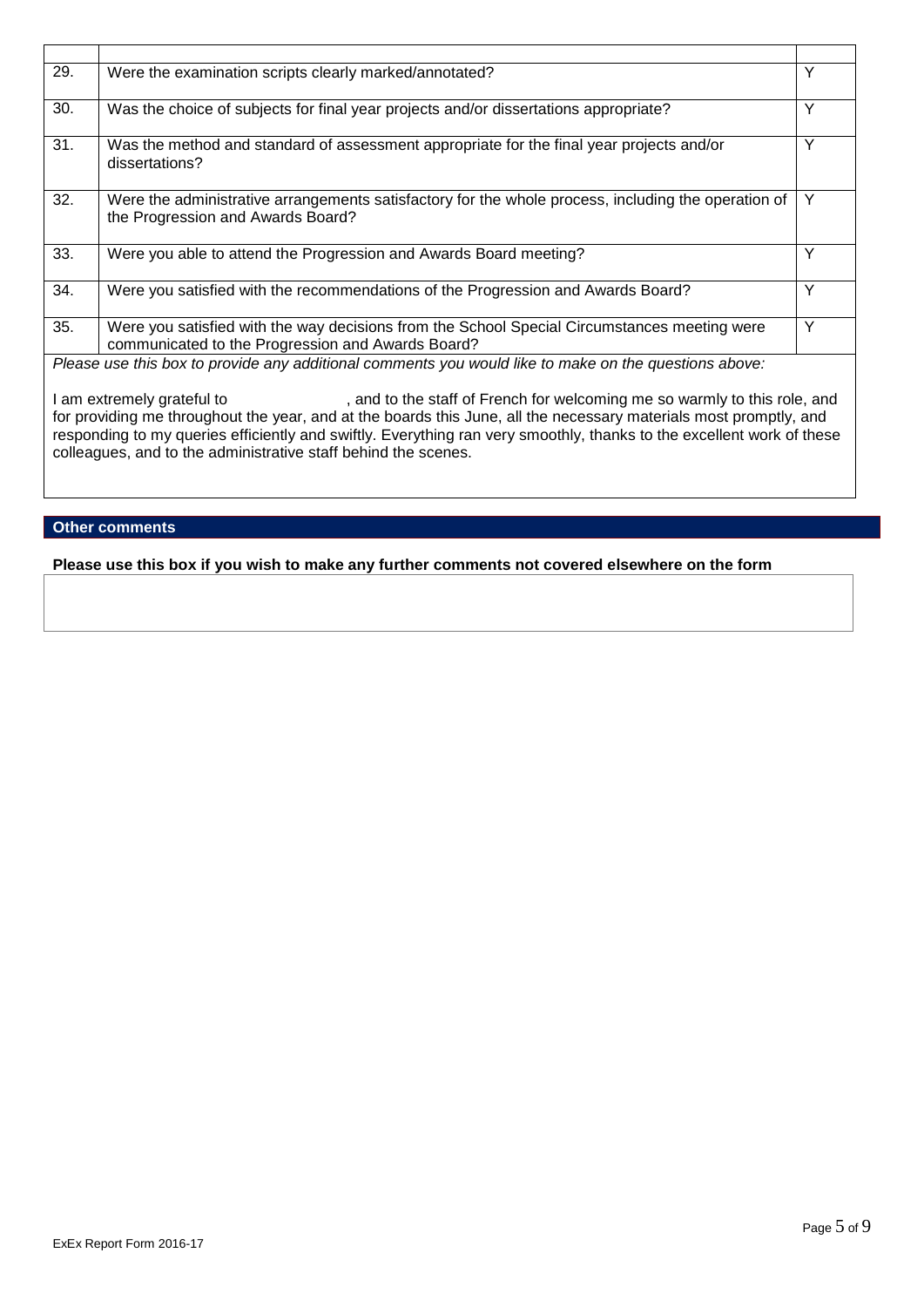| | | |
|---|---|---|
| 29. | Were the examination scripts clearly marked/annotated? | Y |
| 30. | Was the choice of subjects for final year projects and/or dissertations appropriate? | Y |
| 31. | Was the method and standard of assessment appropriate for the final year projects and/or dissertations? | Y |
| 32. | Were the administrative arrangements satisfactory for the whole process, including the operation of the Progression and Awards Board? | Y |
| 33. | Were you able to attend the Progression and Awards Board meeting? | Y |
| 34. | Were you satisfied with the recommendations of the Progression and Awards Board? | Y |
| 35. | Were you satisfied with the way decisions from the School Special Circumstances meeting were communicated to the Progression and Awards Board? | Y |

*Please use this box to provide any additional comments you would like to make on the questions above:*

I am extremely grateful to , and to the staff of French for welcoming me so warmly to this role, and for providing me throughout the year, and at the boards this June, all the necessary materials most promptly, and responding to my queries efficiently and swiftly. Everything ran very smoothly, thanks to the excellent work of these colleagues, and to the administrative staff behind the scenes.

## Other comments

**Please use this box if you wish to make any further comments not covered elsewhere on the form**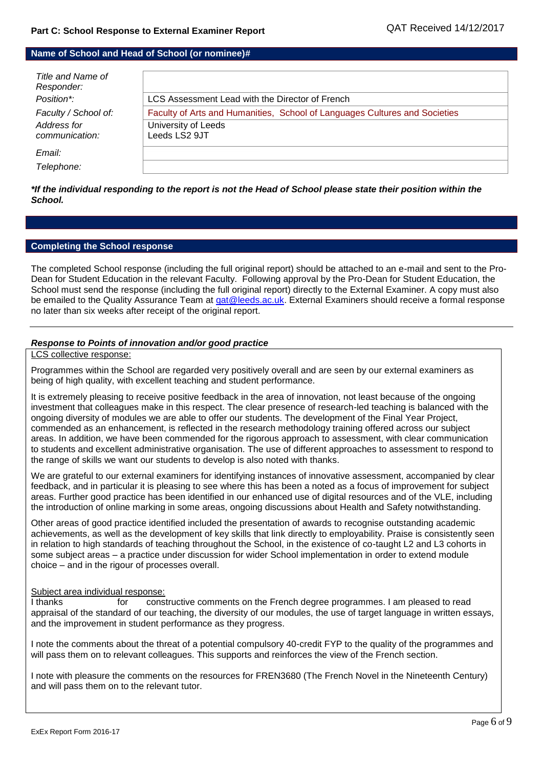## Part C: School Response to External Examiner Report

QAT Received 14/12/2017

### Name of School and Head of School (or nominee)#

| | |
|---|---|
| *Title and Name of Responder:* | |
| *Position\*:* | LCS Assessment Lead with the Director of French |
| *Faculty / School of:* | Faculty of Arts and Humanities, School of Languages Cultures and Societies |
| *Address for communication:* | University of Leeds<br>Leeds LS2 9JT |
| *Email:* | |
| *Telephone:* | |

***If the individual responding to the report is not the Head of School please state their position within the School.***

### Completing the School response

The completed School response (including the full original report) should be attached to an e-mail and sent to the Pro-Dean for Student Education in the relevant Faculty. Following approval by the Pro-Dean for Student Education, the School must send the response (including the full original report) directly to the External Examiner. A copy must also be emailed to the Quality Assurance Team at qat@leeds.ac.uk. External Examiners should receive a formal response no later than six weeks after receipt of the original report.

---

### *Response to Points of innovation and/or good practice*

LCS collective response:

Programmes within the School are regarded very positively overall and are seen by our external examiners as being of high quality, with excellent teaching and student performance.

It is extremely pleasing to receive positive feedback in the area of innovation, not least because of the ongoing investment that colleagues make in this respect. The clear presence of research-led teaching is balanced with the ongoing diversity of modules we are able to offer our students. The development of the Final Year Project, commended as an enhancement, is reflected in the research methodology training offered across our subject areas. In addition, we have been commended for the rigorous approach to assessment, with clear communication to students and excellent administrative organisation. The use of different approaches to assessment to respond to the range of skills we want our students to develop is also noted with thanks.

We are grateful to our external examiners for identifying instances of innovative assessment, accompanied by clear feedback, and in particular it is pleasing to see where this has been a noted as a focus of improvement for subject areas. Further good practice has been identified in our enhanced use of digital resources and of the VLE, including the introduction of online marking in some areas, ongoing discussions about Health and Safety notwithstanding.

Other areas of good practice identified included the presentation of awards to recognise outstanding academic achievements, as well as the development of key skills that link directly to employability. Praise is consistently seen in relation to high standards of teaching throughout the School, in the existence of co-taught L2 and L3 cohorts in some subject areas – a practice under discussion for wider School implementation in order to extend module choice – and in the rigour of processes overall.

Subject area individual response:

I thanks for constructive comments on the French degree programmes. I am pleased to read appraisal of the standard of our teaching, the diversity of our modules, the use of target language in written essays, and the improvement in student performance as they progress.

I note the comments about the threat of a potential compulsory 40-credit FYP to the quality of the programmes and will pass them on to relevant colleagues. This supports and reinforces the view of the French section.

I note with pleasure the comments on the resources for FREN3680 (The French Novel in the Nineteenth Century) and will pass them on to the relevant tutor.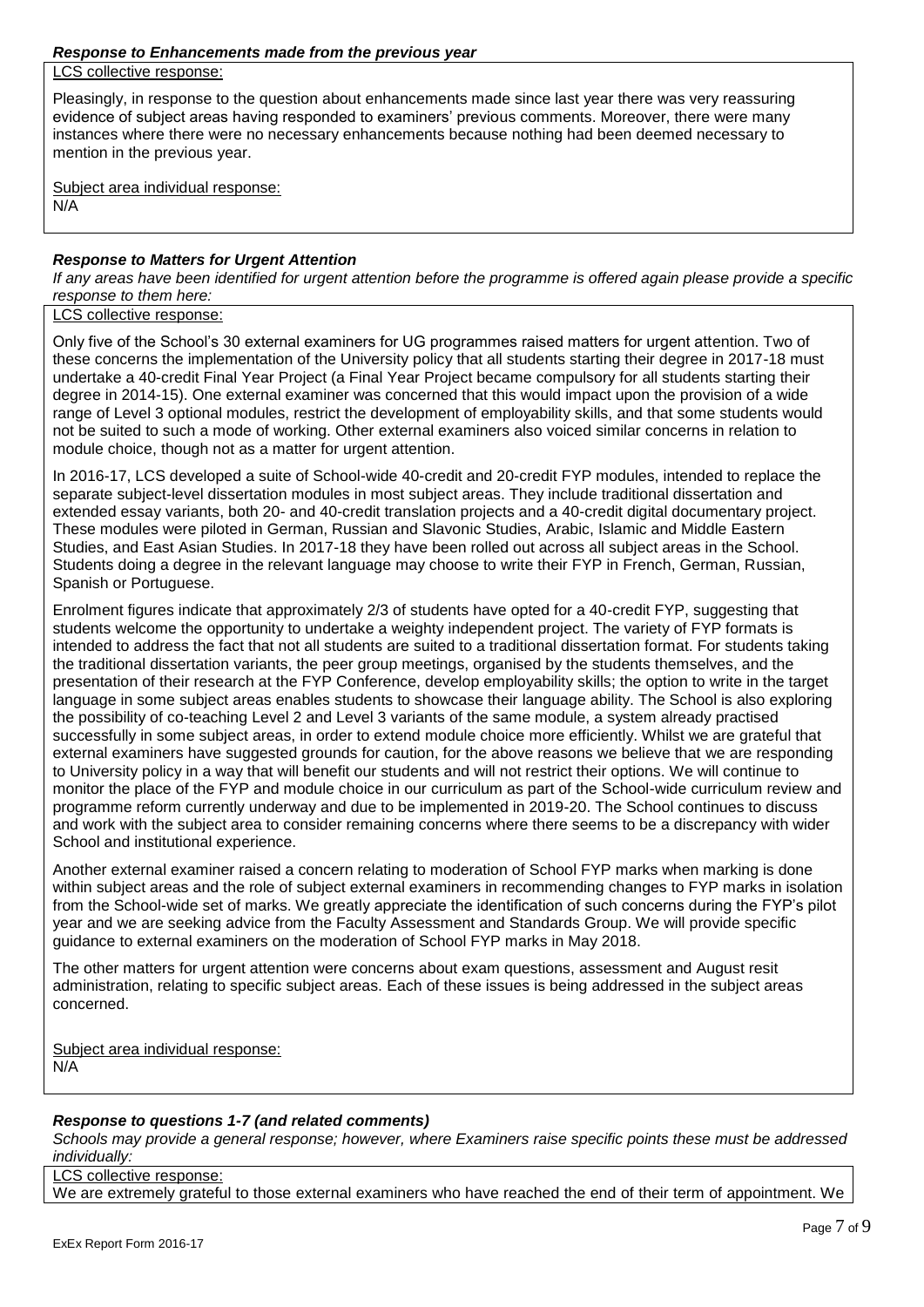***Response to Enhancements made from the previous year***

LCS collective response:

Pleasingly, in response to the question about enhancements made since last year there was very reassuring evidence of subject areas having responded to examiners' previous comments. Moreover, there were many instances where there were no necessary enhancements because nothing had been deemed necessary to mention in the previous year.

Subject area individual response:
N/A

***Response to Matters for Urgent Attention***

*If any areas have been identified for urgent attention before the programme is offered again please provide a specific response to them here:*

LCS collective response:

Only five of the School's 30 external examiners for UG programmes raised matters for urgent attention. Two of these concerns the implementation of the University policy that all students starting their degree in 2017-18 must undertake a 40-credit Final Year Project (a Final Year Project became compulsory for all students starting their degree in 2014-15). One external examiner was concerned that this would impact upon the provision of a wide range of Level 3 optional modules, restrict the development of employability skills, and that some students would not be suited to such a mode of working. Other external examiners also voiced similar concerns in relation to module choice, though not as a matter for urgent attention.

In 2016-17, LCS developed a suite of School-wide 40-credit and 20-credit FYP modules, intended to replace the separate subject-level dissertation modules in most subject areas. They include traditional dissertation and extended essay variants, both 20- and 40-credit translation projects and a 40-credit digital documentary project. These modules were piloted in German, Russian and Slavonic Studies, Arabic, Islamic and Middle Eastern Studies, and East Asian Studies. In 2017-18 they have been rolled out across all subject areas in the School. Students doing a degree in the relevant language may choose to write their FYP in French, German, Russian, Spanish or Portuguese.

Enrolment figures indicate that approximately 2/3 of students have opted for a 40-credit FYP, suggesting that students welcome the opportunity to undertake a weighty independent project. The variety of FYP formats is intended to address the fact that not all students are suited to a traditional dissertation format. For students taking the traditional dissertation variants, the peer group meetings, organised by the students themselves, and the presentation of their research at the FYP Conference, develop employability skills; the option to write in the target language in some subject areas enables students to showcase their language ability. The School is also exploring the possibility of co-teaching Level 2 and Level 3 variants of the same module, a system already practised successfully in some subject areas, in order to extend module choice more efficiently. Whilst we are grateful that external examiners have suggested grounds for caution, for the above reasons we believe that we are responding to University policy in a way that will benefit our students and will not restrict their options. We will continue to monitor the place of the FYP and module choice in our curriculum as part of the School-wide curriculum review and programme reform currently underway and due to be implemented in 2019-20. The School continues to discuss and work with the subject area to consider remaining concerns where there seems to be a discrepancy with wider School and institutional experience.

Another external examiner raised a concern relating to moderation of School FYP marks when marking is done within subject areas and the role of subject external examiners in recommending changes to FYP marks in isolation from the School-wide set of marks. We greatly appreciate the identification of such concerns during the FYP's pilot year and we are seeking advice from the Faculty Assessment and Standards Group. We will provide specific guidance to external examiners on the moderation of School FYP marks in May 2018.

The other matters for urgent attention were concerns about exam questions, assessment and August resit administration, relating to specific subject areas. Each of these issues is being addressed in the subject areas concerned.

Subject area individual response:
N/A

***Response to questions 1-7 (and related comments)***

*Schools may provide a general response; however, where Examiners raise specific points these must be addressed individually:*

LCS collective response:

We are extremely grateful to those external examiners who have reached the end of their term of appointment. We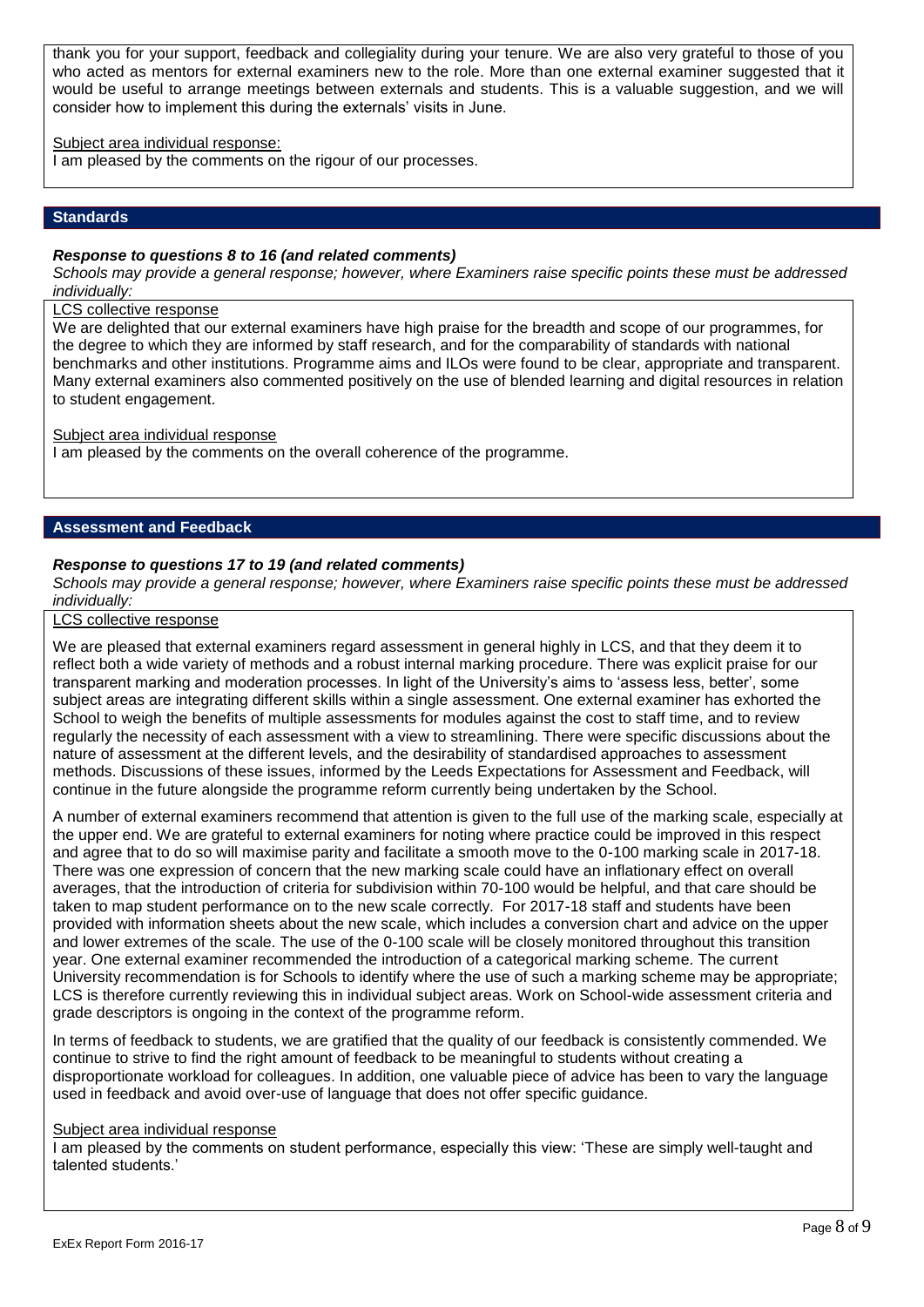thank you for your support, feedback and collegiality during your tenure. We are also very grateful to those of you who acted as mentors for external examiners new to the role. More than one external examiner suggested that it would be useful to arrange meetings between externals and students. This is a valuable suggestion, and we will consider how to implement this during the externals' visits in June.

Subject area individual response:

I am pleased by the comments on the rigour of our processes.

## Standards

***Response to questions 8 to 16 (and related comments)***

*Schools may provide a general response; however, where Examiners raise specific points these must be addressed individually:*

LCS collective response

We are delighted that our external examiners have high praise for the breadth and scope of our programmes, for the degree to which they are informed by staff research, and for the comparability of standards with national benchmarks and other institutions. Programme aims and ILOs were found to be clear, appropriate and transparent. Many external examiners also commented positively on the use of blended learning and digital resources in relation to student engagement.

Subject area individual response

I am pleased by the comments on the overall coherence of the programme.

## Assessment and Feedback

***Response to questions 17 to 19 (and related comments)***

*Schools may provide a general response; however, where Examiners raise specific points these must be addressed individually:*

LCS collective response

We are pleased that external examiners regard assessment in general highly in LCS, and that they deem it to reflect both a wide variety of methods and a robust internal marking procedure. There was explicit praise for our transparent marking and moderation processes. In light of the University's aims to 'assess less, better', some subject areas are integrating different skills within a single assessment. One external examiner has exhorted the School to weigh the benefits of multiple assessments for modules against the cost to staff time, and to review regularly the necessity of each assessment with a view to streamlining. There were specific discussions about the nature of assessment at the different levels, and the desirability of standardised approaches to assessment methods. Discussions of these issues, informed by the Leeds Expectations for Assessment and Feedback, will continue in the future alongside the programme reform currently being undertaken by the School.

A number of external examiners recommend that attention is given to the full use of the marking scale, especially at the upper end. We are grateful to external examiners for noting where practice could be improved in this respect and agree that to do so will maximise parity and facilitate a smooth move to the 0-100 marking scale in 2017-18. There was one expression of concern that the new marking scale could have an inflationary effect on overall averages, that the introduction of criteria for subdivision within 70-100 would be helpful, and that care should be taken to map student performance on to the new scale correctly. For 2017-18 staff and students have been provided with information sheets about the new scale, which includes a conversion chart and advice on the upper and lower extremes of the scale. The use of the 0-100 scale will be closely monitored throughout this transition year. One external examiner recommended the introduction of a categorical marking scheme. The current University recommendation is for Schools to identify where the use of such a marking scheme may be appropriate; LCS is therefore currently reviewing this in individual subject areas. Work on School-wide assessment criteria and grade descriptors is ongoing in the context of the programme reform.

In terms of feedback to students, we are gratified that the quality of our feedback is consistently commended. We continue to strive to find the right amount of feedback to be meaningful to students without creating a disproportionate workload for colleagues. In addition, one valuable piece of advice has been to vary the language used in feedback and avoid over-use of language that does not offer specific guidance.

Subject area individual response

I am pleased by the comments on student performance, especially this view: 'These are simply well-taught and talented students.'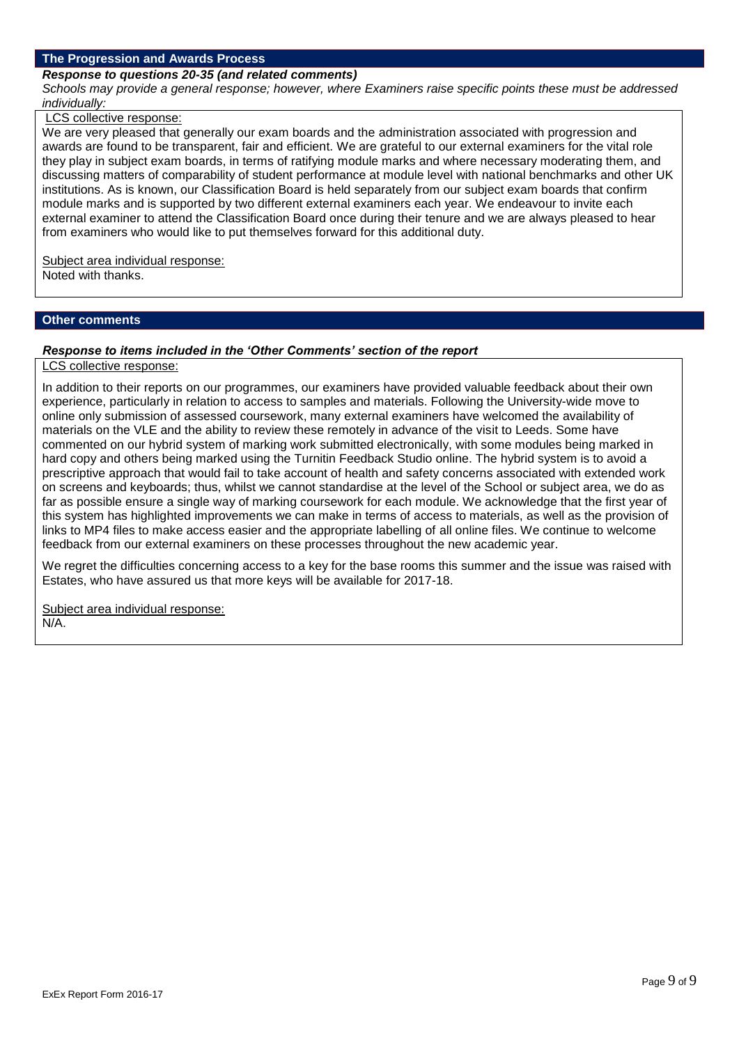## The Progression and Awards Process

***Response to questions 20-35 (and related comments)***

*Schools may provide a general response; however, where Examiners raise specific points these must be addressed individually:*

LCS collective response:

We are very pleased that generally our exam boards and the administration associated with progression and awards are found to be transparent, fair and efficient. We are grateful to our external examiners for the vital role they play in subject exam boards, in terms of ratifying module marks and where necessary moderating them, and discussing matters of comparability of student performance at module level with national benchmarks and other UK institutions. As is known, our Classification Board is held separately from our subject exam boards that confirm module marks and is supported by two different external examiners each year. We endeavour to invite each external examiner to attend the Classification Board once during their tenure and we are always pleased to hear from examiners who would like to put themselves forward for this additional duty.

Subject area individual response:

Noted with thanks.

## Other comments

***Response to items included in the 'Other Comments' section of the report***

LCS collective response:

In addition to their reports on our programmes, our examiners have provided valuable feedback about their own experience, particularly in relation to access to samples and materials. Following the University-wide move to online only submission of assessed coursework, many external examiners have welcomed the availability of materials on the VLE and the ability to review these remotely in advance of the visit to Leeds. Some have commented on our hybrid system of marking work submitted electronically, with some modules being marked in hard copy and others being marked using the Turnitin Feedback Studio online. The hybrid system is to avoid a prescriptive approach that would fail to take account of health and safety concerns associated with extended work on screens and keyboards; thus, whilst we cannot standardise at the level of the School or subject area, we do as far as possible ensure a single way of marking coursework for each module. We acknowledge that the first year of this system has highlighted improvements we can make in terms of access to materials, as well as the provision of links to MP4 files to make access easier and the appropriate labelling of all online files. We continue to welcome feedback from our external examiners on these processes throughout the new academic year.

We regret the difficulties concerning access to a key for the base rooms this summer and the issue was raised with Estates, who have assured us that more keys will be available for 2017-18.

Subject area individual response:

N/A.